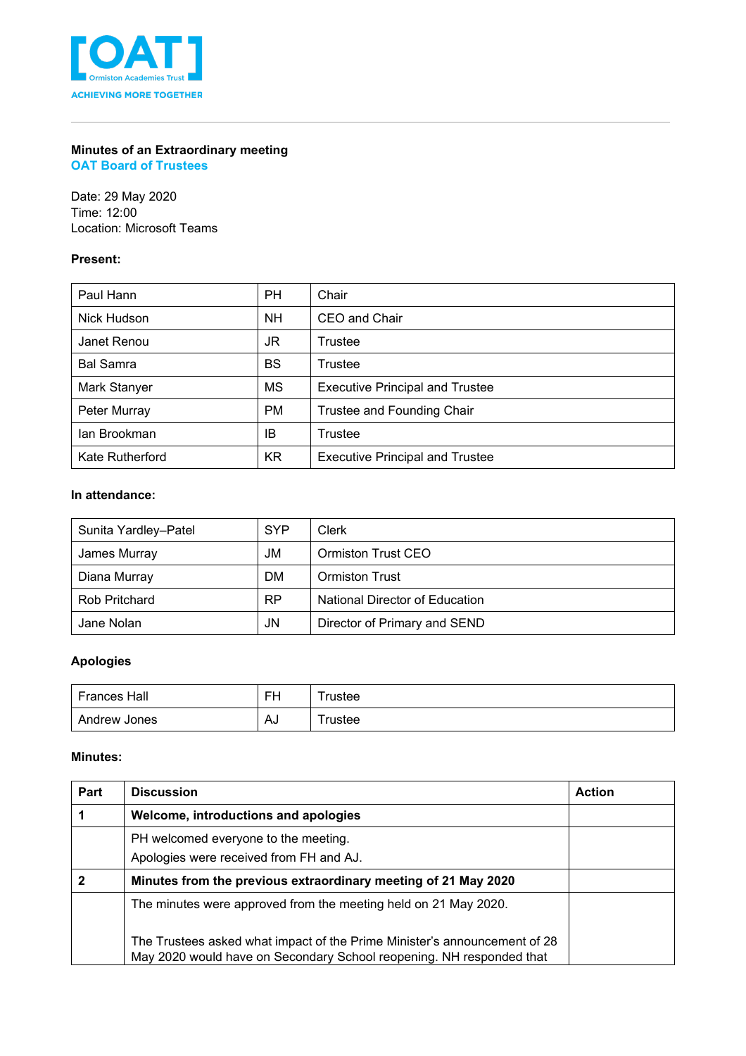[OAT] Ormiston Academies Trust
ACHIEVING MORE TOGETHER

**Minutes of an Extraordinary meeting**
**OAT Board of Trustees**

Date: 29 May 2020
Time: 12:00
Location: Microsoft Teams

**Present:**

| | | |
|---|---|---|
| Paul Hann | PH | Chair |
| Nick Hudson | NH | CEO and Chair |
| Janet Renou | JR | Trustee |
| Bal Samra | BS | Trustee |
| Mark Stanyer | MS | Executive Principal and Trustee |
| Peter Murray | PM | Trustee and Founding Chair |
| Ian Brookman | IB | Trustee |
| Kate Rutherford | KR | Executive Principal and Trustee |

**In attendance:**

| | | |
|---|---|---|
| Sunita Yardley–Patel | SYP | Clerk |
| James Murray | JM | Ormiston Trust CEO |
| Diana Murray | DM | Ormiston Trust |
| Rob Pritchard | RP | National Director of Education |
| Jane Nolan | JN | Director of Primary and SEND |

**Apologies**

| | | |
|---|---|---|
| Frances Hall | FH | Trustee |
| Andrew Jones | AJ | Trustee |

**Minutes:**

| Part | Discussion | Action |
|---|---|---|
| **1** | **Welcome, introductions and apologies** | |
| | PH welcomed everyone to the meeting.<br>Apologies were received from FH and AJ. | |
| **2** | **Minutes from the previous extraordinary meeting of 21 May 2020** | |
| | The minutes were approved from the meeting held on 21 May 2020.<br><br>The Trustees asked what impact of the Prime Minister's announcement of 28 May 2020 would have on Secondary School reopening. NH responded that | |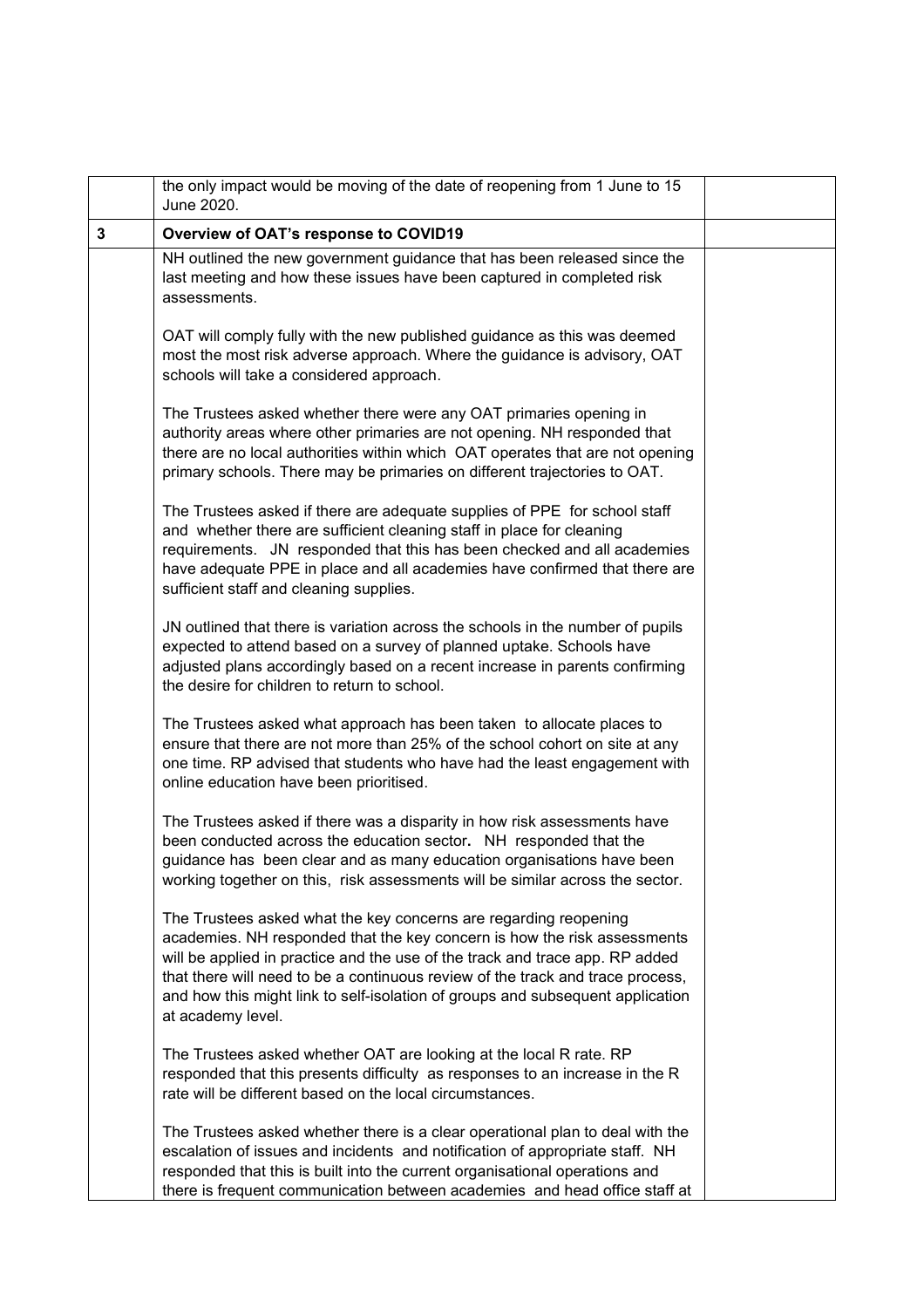| | | |
|---|---|---|
| | the only impact would be moving of the date of reopening from 1 June to 15 June 2020. | |
| **3** | **Overview of OAT's response to COVID19** | |
| | NH outlined the new government guidance that has been released since the last meeting and how these issues have been captured in completed risk assessments.<br><br>OAT will comply fully with the new published guidance as this was deemed most the most risk adverse approach. Where the guidance is advisory, OAT schools will take a considered approach.<br><br>The Trustees asked whether there were any OAT primaries opening in authority areas where other primaries are not opening. NH responded that there are no local authorities within which OAT operates that are not opening primary schools. There may be primaries on different trajectories to OAT.<br><br>The Trustees asked if there are adequate supplies of PPE for school staff and whether there are sufficient cleaning staff in place for cleaning requirements. JN responded that this has been checked and all academies have adequate PPE in place and all academies have confirmed that there are sufficient staff and cleaning supplies.<br><br>JN outlined that there is variation across the schools in the number of pupils expected to attend based on a survey of planned uptake. Schools have adjusted plans accordingly based on a recent increase in parents confirming the desire for children to return to school.<br><br>The Trustees asked what approach has been taken to allocate places to ensure that there are not more than 25% of the school cohort on site at any one time. RP advised that students who have had the least engagement with online education have been prioritised.<br><br>The Trustees asked if there was a disparity in how risk assessments have been conducted across the education sector. NH responded that the guidance has been clear and as many education organisations have been working together on this, risk assessments will be similar across the sector.<br><br>The Trustees asked what the key concerns are regarding reopening academies. NH responded that the key concern is how the risk assessments will be applied in practice and the use of the track and trace app. RP added that there will need to be a continuous review of the track and trace process, and how this might link to self-isolation of groups and subsequent application at academy level.<br><br>The Trustees asked whether OAT are looking at the local R rate. RP responded that this presents difficulty as responses to an increase in the R rate will be different based on the local circumstances.<br><br>The Trustees asked whether there is a clear operational plan to deal with the escalation of issues and incidents and notification of appropriate staff. NH responded that this is built into the current organisational operations and there is frequent communication between academies and head office staff at | |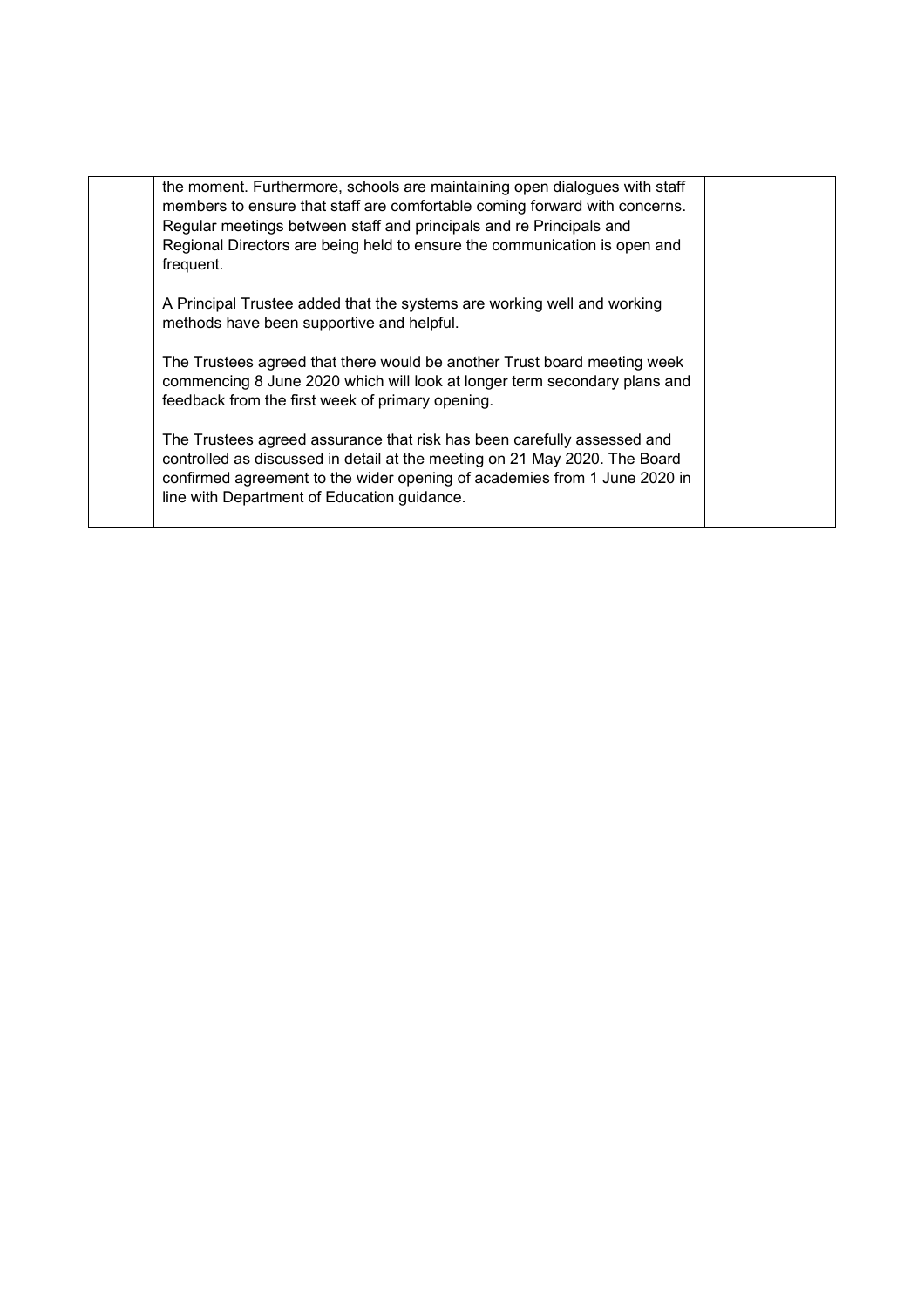| | | |
|---|---|---|
| | the moment. Furthermore, schools are maintaining open dialogues with staff members to ensure that staff are comfortable coming forward with concerns. Regular meetings between staff and principals and re Principals and Regional Directors are being held to ensure the communication is open and frequent.<br><br>A Principal Trustee added that the systems are working well and working methods have been supportive and helpful.<br><br>The Trustees agreed that there would be another Trust board meeting week commencing 8 June 2020 which will look at longer term secondary plans and feedback from the first week of primary opening.<br><br>The Trustees agreed assurance that risk has been carefully assessed and controlled as discussed in detail at the meeting on 21 May 2020. The Board confirmed agreement to the wider opening of academies from 1 June 2020 in line with Department of Education guidance. | |